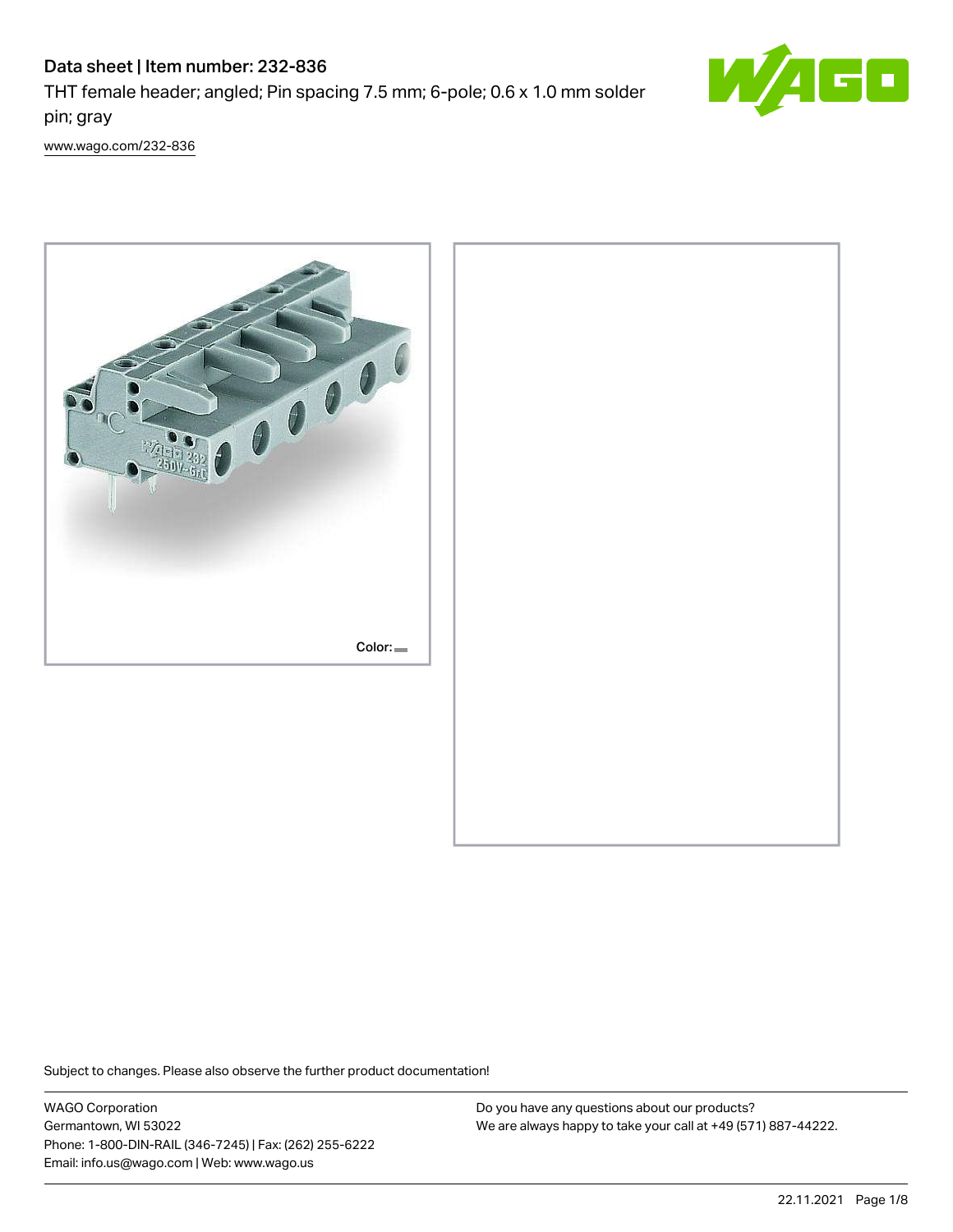# Data sheet | Item number: 232-836

THT female header; angled; Pin spacing 7.5 mm; 6-pole; 0.6 x 1.0 mm solder pin; gray

www.wago.com/232-836

Color:

Subject to changes. Please also observe the further product documentation!

WAGO Corporation
Germantown, WI 53022
Phone: 1-800-DIN-RAIL (346-7245) | Fax: (262) 255-6222
Email: info.us@wago.com | Web: www.wago.us

Do you have any questions about our products?
We are always happy to take your call at +49 (571) 887-44222.

22.11.2021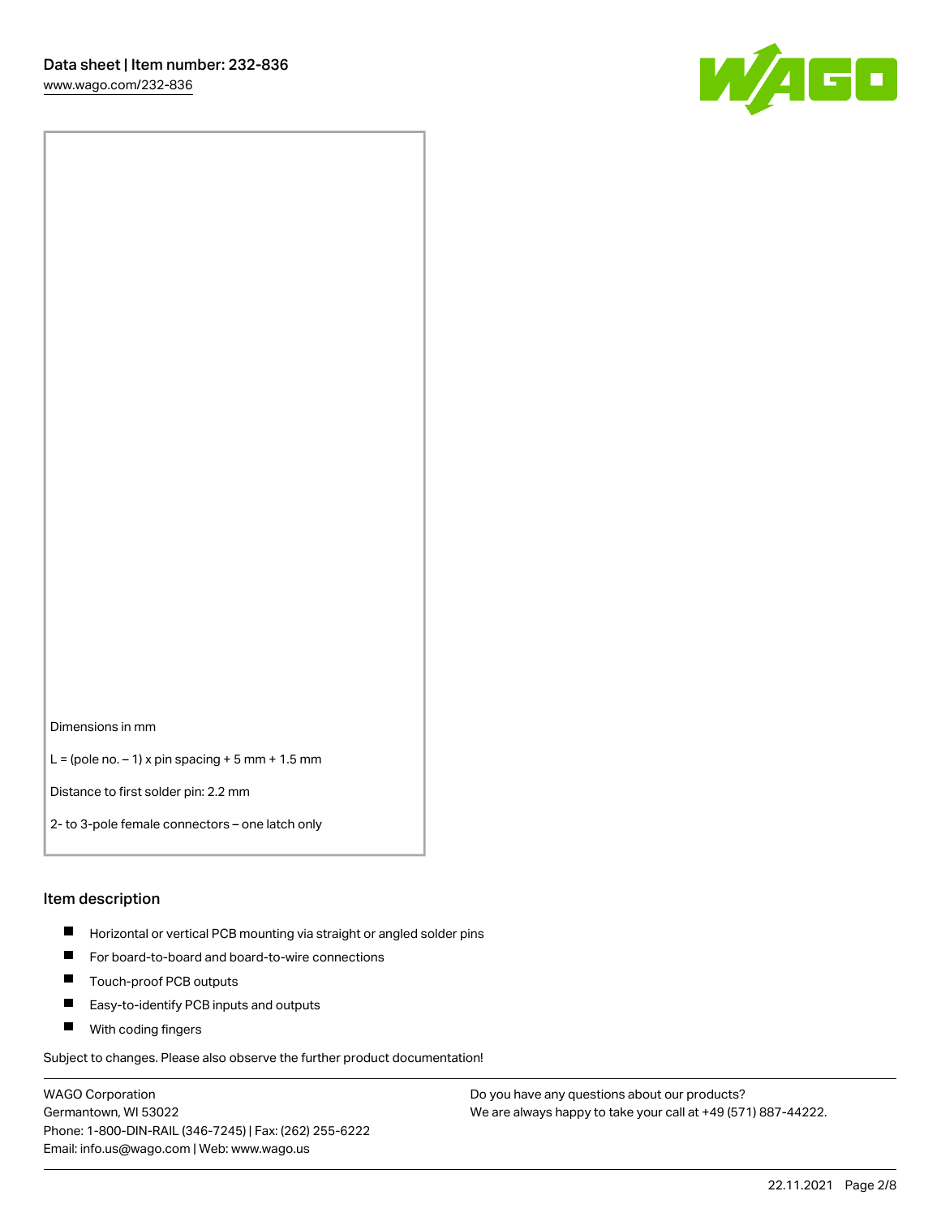Dimensions in mm

L = (pole no. – 1) x pin spacing + 5 mm + 1.5 mm

Distance to first solder pin: 2.2 mm

2- to 3-pole female connectors – one latch only

## Item description

- Horizontal or vertical PCB mounting via straight or angled solder pins
- For board-to-board and board-to-wire connections
- Touch-proof PCB outputs
- Easy-to-identify PCB inputs and outputs
- With coding fingers

Subject to changes. Please also observe the further product documentation!

WAGO Corporation
Germantown, WI 53022
Phone: 1-800-DIN-RAIL (346-7245) | Fax: (262) 255-6222
Email: info.us@wago.com | Web: www.wago.us

Do you have any questions about our products?
We are always happy to take your call at +49 (571) 887-44222.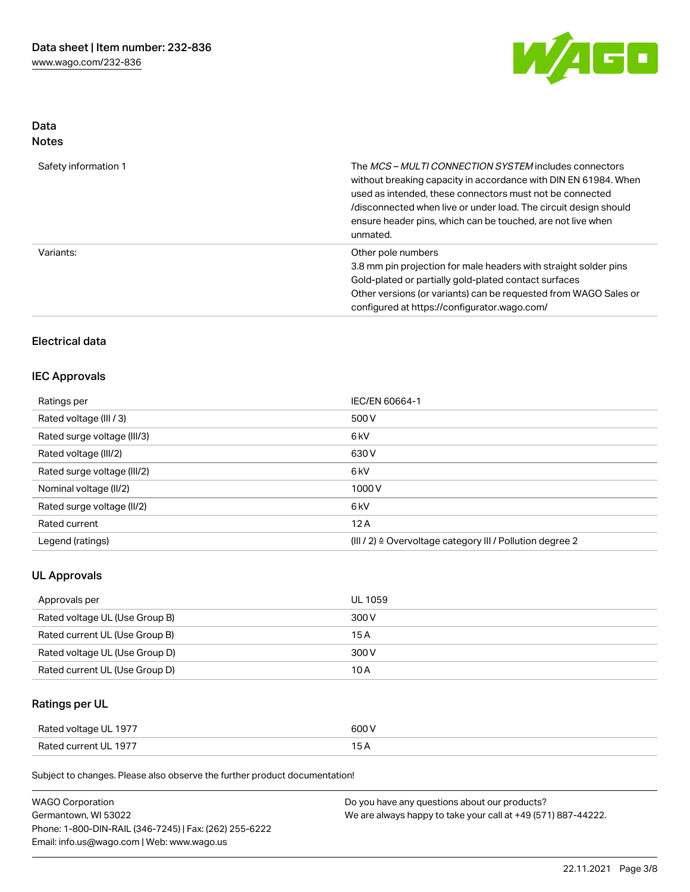## Data
### Notes

| | |
|---|---|
| Safety information 1 | The *MCS – MULTI CONNECTION SYSTEM* includes connectors without breaking capacity in accordance with DIN EN 61984. When used as intended, these connectors must not be connected /disconnected when live or under load. The circuit design should ensure header pins, which can be touched, are not live when unmated. |
| Variants: | Other pole numbers<br>3.8 mm pin projection for male headers with straight solder pins<br>Gold-plated or partially gold-plated contact surfaces<br>Other versions (or variants) can be requested from WAGO Sales or configured at https://configurator.wago.com/ |

## Electrical data

### IEC Approvals

| | |
|---|---|
| Ratings per | IEC/EN 60664-1 |
| Rated voltage (III / 3) | 500 V |
| Rated surge voltage (III/3) | 6 kV |
| Rated voltage (III/2) | 630 V |
| Rated surge voltage (III/2) | 6 kV |
| Nominal voltage (II/2) | 1000 V |
| Rated surge voltage (II/2) | 6 kV |
| Rated current | 12 A |
| Legend (ratings) | (III / 2) ≙ Overvoltage category III / Pollution degree 2 |

### UL Approvals

| | |
|---|---|
| Approvals per | UL 1059 |
| Rated voltage UL (Use Group B) | 300 V |
| Rated current UL (Use Group B) | 15 A |
| Rated voltage UL (Use Group D) | 300 V |
| Rated current UL (Use Group D) | 10 A |

### Ratings per UL

| | |
|---|---|
| Rated voltage UL 1977 | 600 V |
| Rated current UL 1977 | 15 A |

Subject to changes. Please also observe the further product documentation!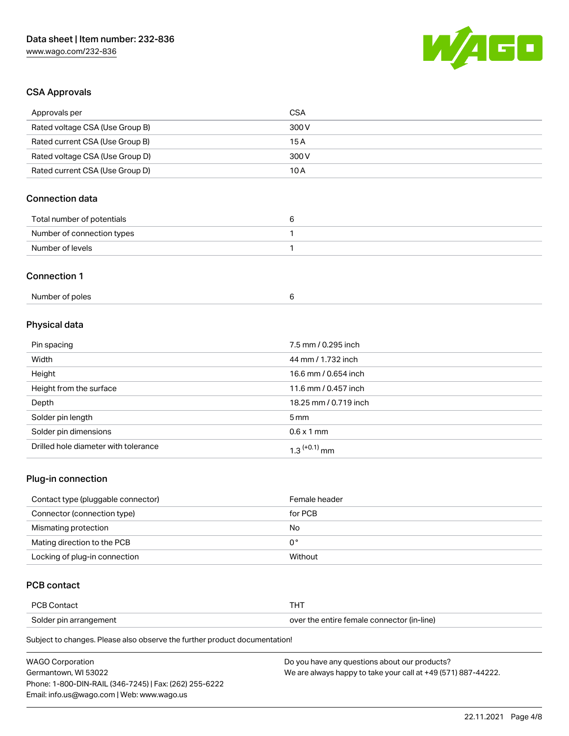## CSA Approvals

| Approvals per | CSA |
| --- | --- |
| Rated voltage CSA (Use Group B) | 300 V |
| Rated current CSA (Use Group B) | 15 A |
| Rated voltage CSA (Use Group D) | 300 V |
| Rated current CSA (Use Group D) | 10 A |

## Connection data

| Total number of potentials | 6 |
| --- | --- |
| Number of connection types | 1 |
| Number of levels | 1 |

## Connection 1

| Number of poles | 6 |
| --- | --- |

## Physical data

| Pin spacing | 7.5 mm / 0.295 inch |
| --- | --- |
| Width | 44 mm / 1.732 inch |
| Height | 16.6 mm / 0.654 inch |
| Height from the surface | 11.6 mm / 0.457 inch |
| Depth | 18.25 mm / 0.719 inch |
| Solder pin length | 5 mm |
| Solder pin dimensions | 0.6 x 1 mm |
| Drilled hole diameter with tolerance | $1.3^{(+0.1)}$ mm |

## Plug-in connection

| Contact type (pluggable connector) | Female header |
| --- | --- |
| Connector (connection type) | for PCB |
| Mismating protection | No |
| Mating direction to the PCB | 0 ° |
| Locking of plug-in connection | Without |

## PCB contact

| PCB Contact | THT |
| --- | --- |
| Solder pin arrangement | over the entire female connector (in-line) |

Subject to changes. Please also observe the further product documentation!

WAGO Corporation
Germantown, WI 53022
Phone: 1-800-DIN-RAIL (346-7245) | Fax: (262) 255-6222
Email: info.us@wago.com | Web: www.wago.us

Do you have any questions about our products?
We are always happy to take your call at +49 (571) 887-44222.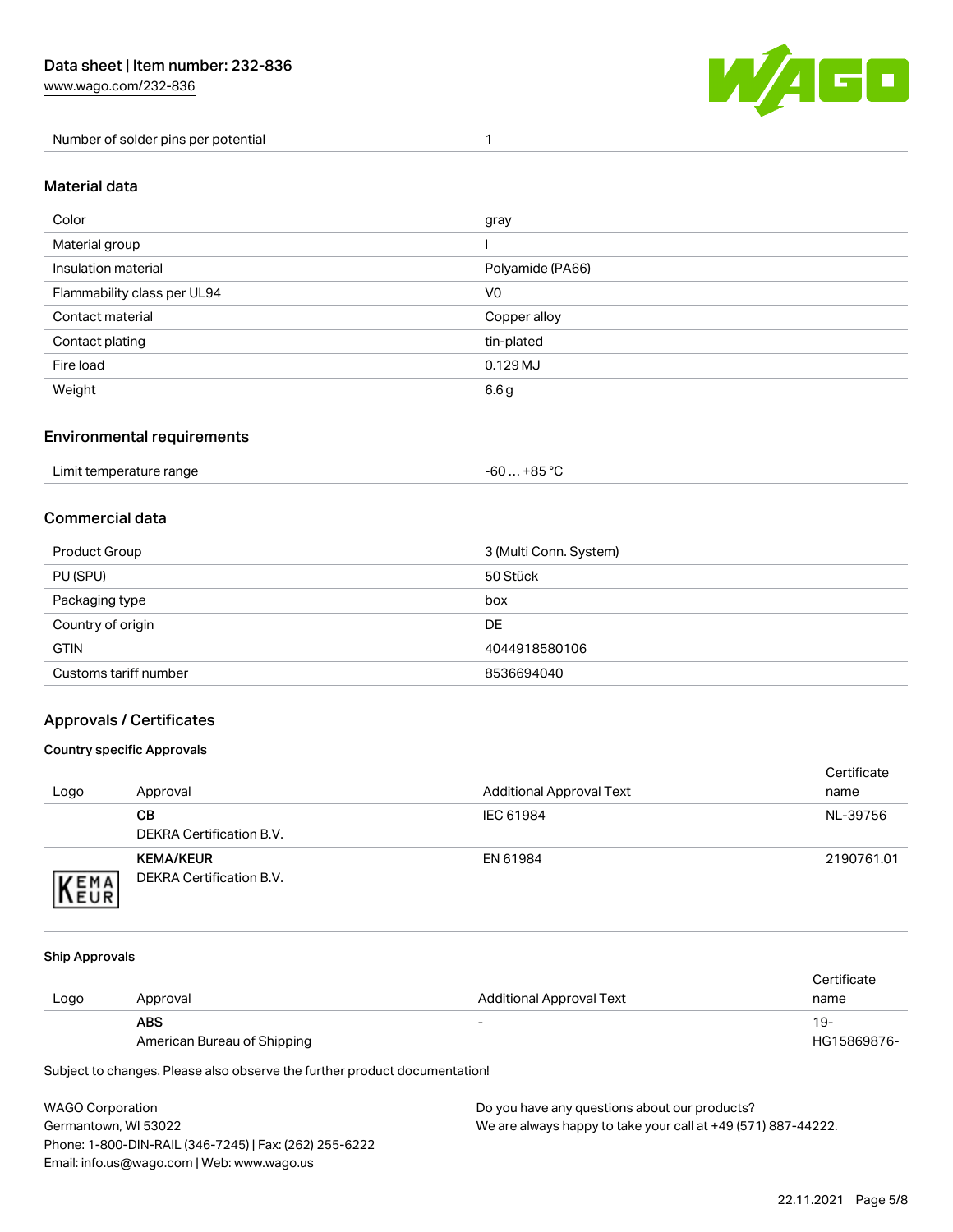| Number of solder pins per potential | 1 |
|---|---|

## Material data

| Color | gray |
|---|---|
| Material group | I |
| Insulation material | Polyamide (PA66) |
| Flammability class per UL94 | V0 |
| Contact material | Copper alloy |
| Contact plating | tin-plated |
| Fire load | 0.129 MJ |
| Weight | 6.6 g |

## Environmental requirements

| Limit temperature range | -60 … +85 °C |
|---|---|

## Commercial data

| Product Group | 3 (Multi Conn. System) |
|---|---|
| PU (SPU) | 50 Stück |
| Packaging type | box |
| Country of origin | DE |
| GTIN | 4044918580106 |
| Customs tariff number | 8536694040 |

## Approvals / Certificates

### Country specific Approvals

| Logo | Approval | Additional Approval Text | Certificate name |
|---|---|---|---|
| | **CB** DEKRA Certification B.V. | IEC 61984 | NL-39756 |
| | **KEMA/KEUR** DEKRA Certification B.V. | EN 61984 | 2190761.01 |

### Ship Approvals

| Logo | Approval | Additional Approval Text | Certificate name |
|---|---|---|---|
| | **ABS** American Bureau of Shipping | - | 19-HG15869876- |

Subject to changes. Please also observe the further product documentation!

WAGO Corporation
Germantown, WI 53022
Phone: 1-800-DIN-RAIL (346-7245) | Fax: (262) 255-6222
Email: info.us@wago.com | Web: www.wago.us

Do you have any questions about our products?
We are always happy to take your call at +49 (571) 887-44222.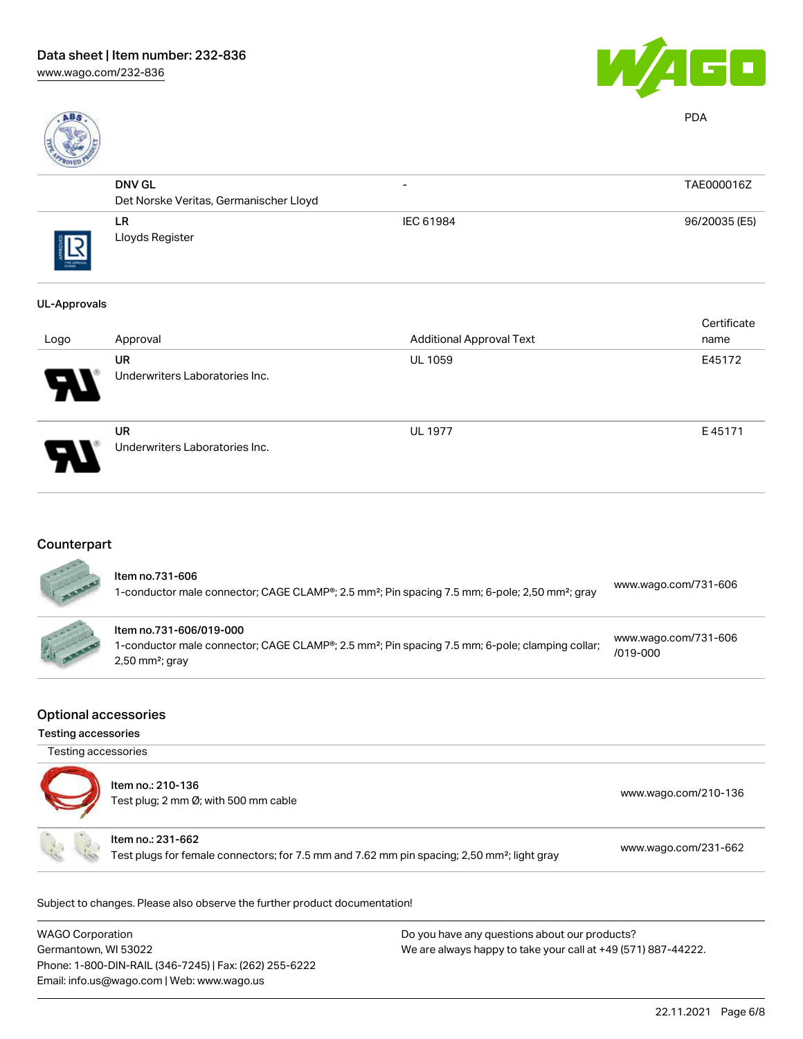PDA

| | | | |
|---|---|---|---|
| | **DNV GL** Det Norske Veritas, Germanischer Lloyd | - | TAE000016Z |
| | **LR** Lloyds Register | IEC 61984 | 96/20035 (E5) |

### UL-Approvals

| Logo | Approval | Additional Approval Text | Certificate name |
|---|---|---|---|
| | **UR** Underwriters Laboratories Inc. | UL 1059 | E45172 |
| | **UR** Underwriters Laboratories Inc. | UL 1977 | E 45171 |

## Counterpart

| | | |
|---|---|---|
| | **Item no.731-606** 1-conductor male connector; CAGE CLAMP®; 2.5 mm²; Pin spacing 7.5 mm; 6-pole; 2,50 mm²; gray | www.wago.com/731-606 |
| | **Item no.731-606/019-000** 1-conductor male connector; CAGE CLAMP®; 2.5 mm²; Pin spacing 7.5 mm; 6-pole; clamping collar; 2,50 mm²; gray | www.wago.com/731-606/019-000 |

## Optional accessories

### Testing accessories

Testing accessories

| | | |
|---|---|---|
| | **Item no.: 210-136** Test plug; 2 mm Ø; with 500 mm cable | www.wago.com/210-136 |
| | **Item no.: 231-662** Test plugs for female connectors; for 7.5 mm and 7.62 mm pin spacing; 2,50 mm²; light gray | www.wago.com/231-662 |

Subject to changes. Please also observe the further product documentation!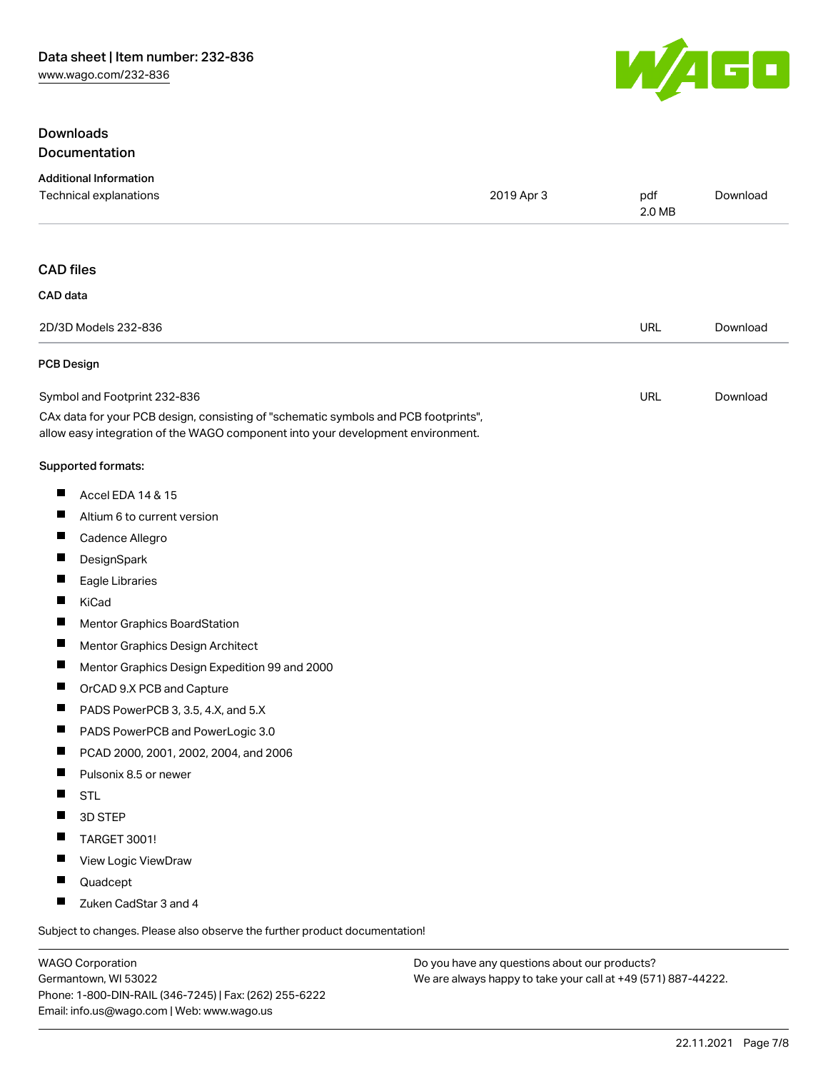## Downloads

### Documentation

#### Additional Information

| | | | |
|---|---|---|---|
| Technical explanations | 2019 Apr 3 | pdf 2.0 MB | Download |

### CAD files

#### CAD data

| | | |
|---|---|---|
| 2D/3D Models 232-836 | URL | Download |

#### PCB Design

| | | |
|---|---|---|
| Symbol and Footprint 232-836 | URL | Download |

CAx data for your PCB design, consisting of "schematic symbols and PCB footprints", allow easy integration of the WAGO component into your development environment.

Supported formats:

- Accel EDA 14 & 15
- Altium 6 to current version
- Cadence Allegro
- DesignSpark
- Eagle Libraries
- KiCad
- Mentor Graphics BoardStation
- Mentor Graphics Design Architect
- Mentor Graphics Design Expedition 99 and 2000
- OrCAD 9.X PCB and Capture
- PADS PowerPCB 3, 3.5, 4.X, and 5.X
- PADS PowerPCB and PowerLogic 3.0
- PCAD 2000, 2001, 2002, 2004, and 2006
- Pulsonix 8.5 or newer
- STL
- 3D STEP
- TARGET 3001!
- View Logic ViewDraw
- Quadcept
- Zuken CadStar 3 and 4

Subject to changes. Please also observe the further product documentation!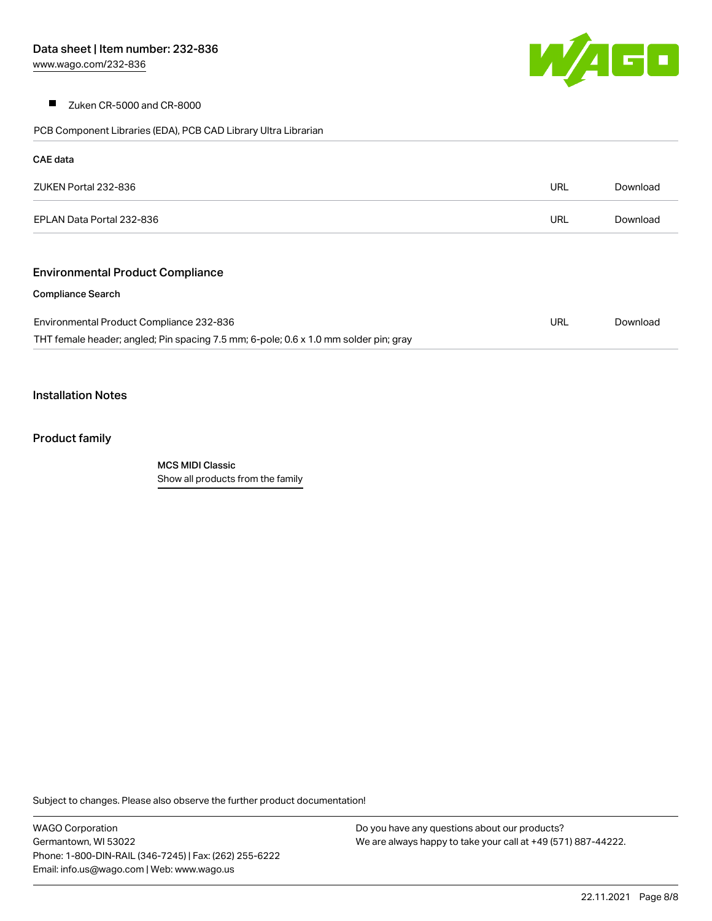- Zuken CR-5000 and CR-8000

PCB Component Libraries (EDA), PCB CAD Library Ultra Librarian

**CAE data**

| | | |
|---|---|---|
| ZUKEN Portal 232-836 | URL | Download |
| EPLAN Data Portal 232-836 | URL | Download |

## Environmental Product Compliance

**Compliance Search**

| | | |
|---|---|---|
| Environmental Product Compliance 232-836<br>THT female header; angled; Pin spacing 7.5 mm; 6-pole; 0.6 x 1.0 mm solder pin; gray | URL | Download |

## Installation Notes

## Product family

**MCS MIDI Classic**
Show all products from the family

Subject to changes. Please also observe the further product documentation!

WAGO Corporation
Germantown, WI 53022
Phone: 1-800-DIN-RAIL (346-7245) | Fax: (262) 255-6222
Email: info.us@wago.com | Web: www.wago.us

Do you have any questions about our products?
We are always happy to take your call at +49 (571) 887-44222.

22.11.2021